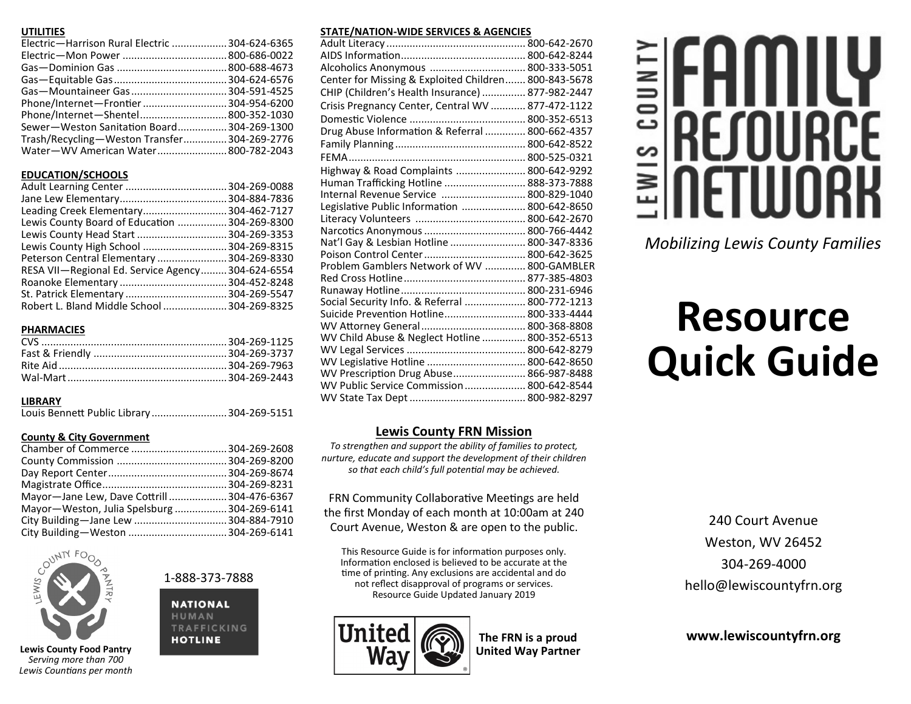## UTILITIES

| | |
|---|---|
| Electric—Harrison Rural Electric | 304-624-6365 |
| Electric—Mon Power | 800-686-0022 |
| Gas—Dominion Gas | 800-688-4673 |
| Gas—Equitable Gas | 304-624-6576 |
| Gas—Mountaineer Gas | 304-591-4525 |
| Phone/Internet—Frontier | 304-954-6200 |
| Phone/Internet—Shentel | 800-352-1030 |
| Sewer—Weston Sanitation Board | 304-269-1300 |
| Trash/Recycling—Weston Transfer | 304-269-2776 |
| Water—WV American Water | 800-782-2043 |

## EDUCATION/SCHOOLS

| | |
|---|---|
| Adult Learning Center | 304-269-0088 |
| Jane Lew Elementary | 304-884-7836 |
| Leading Creek Elementary | 304-462-7127 |
| Lewis County Board of Education | 304-269-8300 |
| Lewis County Head Start | 304-269-3353 |
| Lewis County High School | 304-269-8315 |
| Peterson Central Elementary | 304-269-8330 |
| RESA VII—Regional Ed. Service Agency | 304-624-6554 |
| Roanoke Elementary | 304-452-8248 |
| St. Patrick Elementary | 304-269-5547 |
| Robert L. Bland Middle School | 304-269-8325 |

## PHARMACIES

| | |
|---|---|
| CVS | 304-269-1125 |
| Fast & Friendly | 304-269-3737 |
| Rite Aid | 304-269-7963 |
| Wal-Mart | 304-269-2443 |

## LIBRARY

| | |
|---|---|
| Louis Bennett Public Library | 304-269-5151 |

## County & City Government

| | |
|---|---|
| Chamber of Commerce | 304-269-2608 |
| County Commission | 304-269-8200 |
| Day Report Center | 304-269-8674 |
| Magistrate Office | 304-269-8231 |
| Mayor—Jane Lew, Dave Cottrill | 304-476-6367 |
| Mayor—Weston, Julia Spelsburg | 304-269-6141 |
| City Building—Jane Lew | 304-884-7910 |
| City Building—Weston | 304-269-6141 |

**Lewis County Food Pantry**
*Serving more than 700 Lewis Countians per month*

1-888-373-7888
**NATIONAL HUMAN TRAFFICKING HOTLINE**

## STATE/NATION-WIDE SERVICES & AGENCIES

| | |
|---|---|
| Adult Literacy | 800-642-2670 |
| AIDS Information | 800-642-8244 |
| Alcoholics Anonymous | 800-333-5051 |
| Center for Missing & Exploited Children | 800-843-5678 |
| CHIP (Children's Health Insurance) | 877-982-2447 |
| Crisis Pregnancy Center, Central WV | 877-472-1122 |
| Domestic Violence | 800-352-6513 |
| Drug Abuse Information & Referral | 800-662-4357 |
| Family Planning | 800-642-8522 |
| FEMA | 800-525-0321 |
| Highway & Road Complaints | 800-642-9292 |
| Human Trafficking Hotline | 888-373-7888 |
| Internal Revenue Service | 800-829-1040 |
| Legislative Public Information | 800-642-8650 |
| Literacy Volunteers | 800-642-2670 |
| Narcotics Anonymous | 800-766-4442 |
| Nat'l Gay & Lesbian Hotline | 800-347-8336 |
| Poison Control Center | 800-642-3625 |
| Problem Gamblers Network of WV | 800-GAMBLER |
| Red Cross Hotline | 877-385-4803 |
| Runaway Hotline | 800-231-6946 |
| Social Security Info. & Referral | 800-772-1213 |
| Suicide Prevention Hotline | 800-333-4444 |
| WV Attorney General | 800-368-8808 |
| WV Child Abuse & Neglect Hotline | 800-352-6513 |
| WV Legal Services | 800-642-8279 |
| WV Legislative Hotline | 800-642-8650 |
| WV Prescription Drug Abuse | 866-987-8488 |
| WV Public Service Commission | 800-642-8544 |
| WV State Tax Dept | 800-982-8297 |

## Lewis County FRN Mission

*To strengthen and support the ability of families to protect, nurture, educate and support the development of their children so that each child's full potential may be achieved.*

FRN Community Collaborative Meetings are held the first Monday of each month at 10:00am at 240 Court Avenue, Weston & are open to the public.

This Resource Guide is for information purposes only. Information enclosed is believed to be accurate at the time of printing. Any exclusions are accidental and do not reflect disapproval of programs or services. Resource Guide Updated January 2019

United Way

**The FRN is a proud United Way Partner**

# LEWIS COUNTY FAMILY RESOURCE NETWORK

*Mobilizing Lewis County Families*

# Resource Quick Guide

240 Court Avenue
Weston, WV 26452
304-269-4000
hello@lewiscountyfrn.org

**www.lewiscountyfrn.org**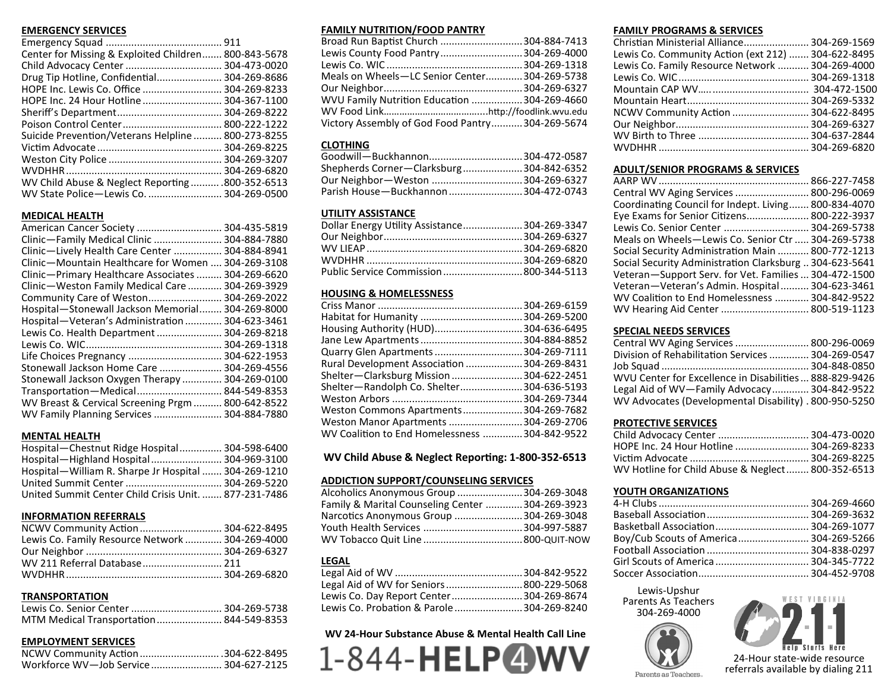## EMERGENCY SERVICES

| | |
|---|---|
| Emergency Squad | 911 |
| Center for Missing & Exploited Children | 800-843-5678 |
| Child Advocacy Center | 304-473-0020 |
| Drug Tip Hotline, Confidential | 304-269-8686 |
| HOPE Inc. Lewis Co. Office | 304-269-8233 |
| HOPE Inc. 24 Hour Hotline | 304-367-1100 |
| Sheriff's Department | 304-269-8222 |
| Poison Control Center | 800-222-1222 |
| Suicide Prevention/Veterans Helpline | 800-273-8255 |
| Victim Advocate | 304-269-8225 |
| Weston City Police | 304-269-3207 |
| WVDHHR | 304-269-6820 |
| WV Child Abuse & Neglect Reporting | 800-352-6513 |
| WV State Police—Lewis Co. | 304-269-0500 |

## MEDICAL HEALTH

| | |
|---|---|
| American Cancer Society | 304-435-5819 |
| Clinic—Family Medical Clinic | 304-884-7880 |
| Clinic—Lively Health Care Center | 304-884-8941 |
| Clinic—Mountain Healthcare for Women | 304-269-3108 |
| Clinic—Primary Healthcare Associates | 304-269-6620 |
| Clinic—Weston Family Medical Care | 304-269-3929 |
| Community Care of Weston | 304-269-2022 |
| Hospital—Stonewall Jackson Memorial | 304-269-8000 |
| Hospital—Veteran's Administration | 304-623-3461 |
| Lewis Co. Health Department | 304-269-8218 |
| Lewis Co. WIC | 304-269-1318 |
| Life Choices Pregnancy | 304-622-1953 |
| Stonewall Jackson Home Care | 304-269-4556 |
| Stonewall Jackson Oxygen Therapy | 304-269-0100 |
| Transportation—Medical | 844-549-8353 |
| WV Breast & Cervical Screening Prgm | 800-642-8522 |
| WV Family Planning Services | 304-884-7880 |

## MENTAL HEALTH

| | |
|---|---|
| Hospital—Chestnut Ridge Hospital | 304-598-6400 |
| Hospital—Highland Hospital | 304-969-3100 |
| Hospital—William R. Sharpe Jr Hospital | 304-269-1210 |
| United Summit Center | 304-269-5220 |
| United Summit Center Child Crisis Unit. | 877-231-7486 |

## INFORMATION REFERRALS

| | |
|---|---|
| NCWV Community Action | 304-622-8495 |
| Lewis Co. Family Resource Network | 304-269-4000 |
| Our Neighbor | 304-269-6327 |
| WV 211 Referral Database | 211 |
| WVDHHR | 304-269-6820 |

## TRANSPORTATION

| | |
|---|---|
| Lewis Co. Senior Center | 304-269-5738 |
| MTM Medical Transportation | 844-549-8353 |

## EMPLOYMENT SERVICES

| | |
|---|---|
| NCWV Community Action | 304-622-8495 |
| Workforce WV—Job Service | 304-627-2125 |

## FAMILY NUTRITION/FOOD PANTRY

| | |
|---|---|
| Broad Run Baptist Church | 304-884-7413 |
| Lewis County Food Pantry | 304-269-4000 |
| Lewis Co. WIC | 304-269-1318 |
| Meals on Wheels—LC Senior Center | 304-269-5738 |
| Our Neighbor | 304-269-6327 |
| WVU Family Nutrition Education | 304-269-4660 |
| WV Food Link | http://foodlink.wvu.edu |
| Victory Assembly of God Food Pantry | 304-269-5674 |

## CLOTHING

| | |
|---|---|
| Goodwill—Buckhannon | 304-472-0587 |
| Shepherds Corner—Clarksburg | 304-842-6352 |
| Our Neighbor—Weston | 304-269-6327 |
| Parish House—Buckhannon | 304-472-0743 |

## UTILITY ASSISTANCE

| | |
|---|---|
| Dollar Energy Utility Assistance | 304-269-3347 |
| Our Neighbor | 304-269-6327 |
| WV LIEAP | 304-269-6820 |
| WVDHHR | 304-269-6820 |
| Public Service Commission | 800-344-5113 |

## HOUSING & HOMELESSNESS

| | |
|---|---|
| Criss Manor | 304-269-6159 |
| Habitat for Humanity | 304-269-5200 |
| Housing Authority (HUD) | 304-636-6495 |
| Jane Lew Apartments | 304-884-8852 |
| Quarry Glen Apartments | 304-269-7111 |
| Rural Development Association | 304-269-8431 |
| Shelter—Clarksburg Mission | 304-622-2451 |
| Shelter—Randolph Co. Shelter | 304-636-5193 |
| Weston Arbors | 304-269-7344 |
| Weston Commons Apartments | 304-269-7682 |
| Weston Manor Apartments | 304-269-2706 |
| WV Coalition to End Homelessness | 304-842-9522 |

**WV Child Abuse & Neglect Reporting: 1-800-352-6513**

## ADDICTION SUPPORT/COUNSELING SERVICES

| | |
|---|---|
| Alcoholics Anonymous Group | 304-269-3048 |
| Family & Marital Counseling Center | 304-269-3923 |
| Narcotics Anonymous Group | 304-269-3048 |
| Youth Health Services | 304-997-5887 |
| WV Tobacco Quit Line | 800-QUIT-NOW |

## LEGAL

| | |
|---|---|
| Legal Aid of WV | 304-842-9522 |
| Legal Aid of WV for Seniors | 800-229-5068 |
| Lewis Co. Day Report Center | 304-269-8674 |
| Lewis Co. Probation & Parole | 304-269-8240 |

**WV 24-Hour Substance Abuse & Mental Health Call Line**

**1-844-HELP4WV**

## FAMILY PROGRAMS & SERVICES

| | |
|---|---|
| Christian Ministerial Alliance | 304-269-1569 |
| Lewis Co. Community Action (ext 212) | 304-622-8495 |
| Lewis Co. Family Resource Network | 304-269-4000 |
| Lewis Co. WIC | 304-269-1318 |
| Mountain CAP WV | 304-472-1500 |
| Mountain Heart | 304-269-5332 |
| NCWV Community Action | 304-622-8495 |
| Our Neighbor | 304-269-6327 |
| WV Birth to Three | 304-637-2844 |
| WVDHHR | 304-269-6820 |

## ADULT/SENIOR PROGRAMS & SERVICES

| | |
|---|---|
| AARP WV | 866-227-7458 |
| Central WV Aging Services | 800-296-0069 |
| Coordinating Council for Indept. Living | 800-834-4070 |
| Eye Exams for Senior Citizens | 800-222-3937 |
| Lewis Co. Senior Center | 304-269-5738 |
| Meals on Wheels—Lewis Co. Senior Ctr | 304-269-5738 |
| Social Security Administration Main | 800-772-1213 |
| Social Security Administration Clarksburg | 304-623-5641 |
| Veteran—Support Serv. for Vet. Families | 304-472-1500 |
| Veteran—Veteran's Admin. Hospital | 304-623-3461 |
| WV Coalition to End Homelessness | 304-842-9522 |
| WV Hearing Aid Center | 800-519-1123 |

## SPECIAL NEEDS SERVICES

| | |
|---|---|
| Central WV Aging Services | 800-296-0069 |
| Division of Rehabilitation Services | 304-269-0547 |
| Job Squad | 304-848-0850 |
| WVU Center for Excellence in Disabilities | 888-829-9426 |
| Legal Aid of WV—Family Advocacy | 304-842-9522 |
| WV Advocates (Developmental Disability) | 800-950-5250 |

## PROTECTIVE SERVICES

| | |
|---|---|
| Child Advocacy Center | 304-473-0020 |
| HOPE Inc. 24 Hour Hotline | 304-269-8233 |
| Victim Advocate | 304-269-8225 |
| WV Hotline for Child Abuse & Neglect | 800-352-6513 |

## YOUTH ORGANIZATIONS

| | |
|---|---|
| 4-H Clubs | 304-269-4660 |
| Baseball Association | 304-269-3632 |
| Basketball Association | 304-269-1077 |
| Boy/Cub Scouts of America | 304-269-5266 |
| Football Association | 304-838-0297 |
| Girl Scouts of America | 304-345-7722 |
| Soccer Association | 304-452-9708 |

Lewis-Upshur
Parents As Teachers
304-269-4000

Parents as Teachers

WEST VIRGINIA 2-1-1 Help Starts Here

24-Hour state-wide resource referrals available by dialing 211